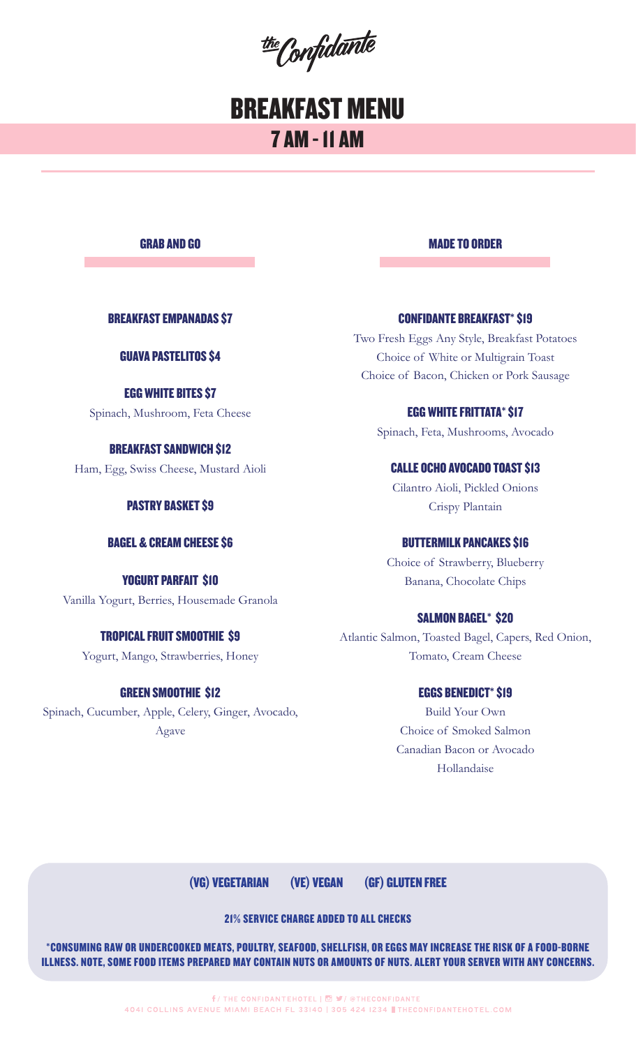the Confidante

# BREAKFAST MENU

## 7 AM - 11 AM

### GRAB AND GO

**BREAKFAST EMPANADAS $7**

**GUAVA PASTELITOS $4**

**EGG WHITE BITES $7**
Spinach, Mushroom, Feta Cheese

**BREAKFAST SANDWICH $12**
Ham, Egg, Swiss Cheese, Mustard Aioli

**PASTRY BASKET $9**

**BAGEL & CREAM CHEESE $6**

**YOGURT PARFAIT $10**
Vanilla Yogurt, Berries, Housemade Granola

**TROPICAL FRUIT SMOOTHIE $9**
Yogurt, Mango, Strawberries, Honey

**GREEN SMOOTHIE $12**
Spinach, Cucumber, Apple, Celery, Ginger, Avocado, Agave

### MADE TO ORDER

**CONFIDANTE BREAKFAST* $19**
Two Fresh Eggs Any Style, Breakfast Potatoes
Choice of White or Multigrain Toast
Choice of Bacon, Chicken or Pork Sausage

**EGG WHITE FRITTATA* $17**
Spinach, Feta, Mushrooms, Avocado

**CALLE OCHO AVOCADO TOAST $13**
Cilantro Aioli, Pickled Onions
Crispy Plantain

**BUTTERMILK PANCAKES $16**
Choice of Strawberry, Blueberry
Banana, Chocolate Chips

**SALMON BAGEL* $20**
Atlantic Salmon, Toasted Bagel, Capers, Red Onion, Tomato, Cream Cheese

**EGGS BENEDICT* $19**
Build Your Own
Choice of Smoked Salmon
Canadian Bacon or Avocado
Hollandaise

---

**(VG) VEGETARIAN (VE) VEGAN (GF) GLUTEN FREE**

**21% SERVICE CHARGE ADDED TO ALL CHECKS**

**\*CONSUMING RAW OR UNDERCOOKED MEATS, POULTRY, SEAFOOD, SHELLFISH, OR EGGS MAY INCREASE THE RISK OF A FOOD-BORNE ILLNESS. NOTE, SOME FOOD ITEMS PREPARED MAY CONTAIN NUTS OR AMOUNTS OF NUTS. ALERT YOUR SERVER WITH ANY CONCERNS.**

f / THE CONFIDANTEHOTEL | @THECONFIDANTE
4041 COLLINS AVENUE MIAMI BEACH FL 33140 | 305 424 1234 | THECONFIDANTEHOTEL.COM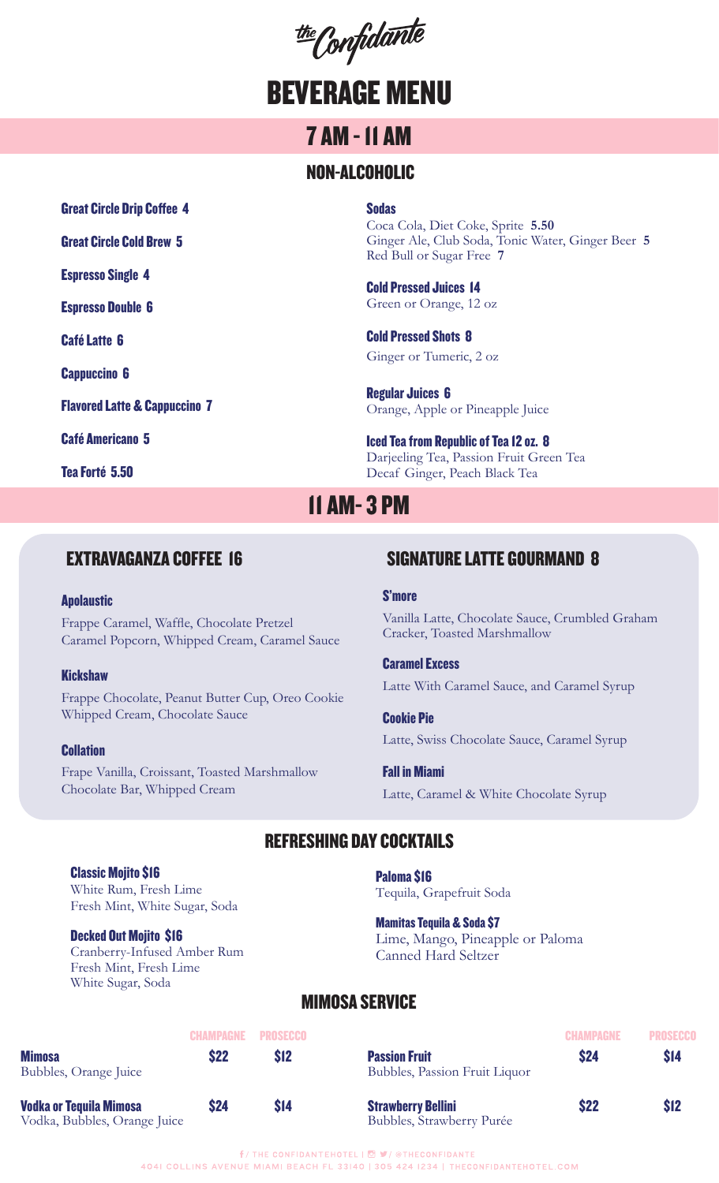the Confidante

# BEVERAGE MENU

## 7 AM - 11 AM

### NON-ALCOHOLIC

**Great Circle Drip Coffee 4**

**Great Circle Cold Brew 5**

**Espresso Single 4**

**Espresso Double 6**

**Café Latte 6**

**Cappuccino 6**

**Flavored Latte & Cappuccino 7**

**Café Americano 5**

**Tea Forté 5.50**

**Sodas**
Coca Cola, Diet Coke, Sprite **5.50**
Ginger Ale, Club Soda, Tonic Water, Ginger Beer **5**
Red Bull or Sugar Free **7**

**Cold Pressed Juices 14**
Green or Orange, 12 oz

**Cold Pressed Shots 8**
Ginger or Tumeric, 2 oz

**Regular Juices 6**
Orange, Apple or Pineapple Juice

**Iced Tea from Republic of Tea 12 oz. 8**
Darjeeling Tea, Passion Fruit Green Tea
Decaf Ginger, Peach Black Tea

## 11 AM- 3 PM

### EXTRAVAGANZA COFFEE 16

**Apolaustic**
Frappe Caramel, Waffle, Chocolate Pretzel
Caramel Popcorn, Whipped Cream, Caramel Sauce

**Kickshaw**
Frappe Chocolate, Peanut Butter Cup, Oreo Cookie
Whipped Cream, Chocolate Sauce

**Collation**
Frape Vanilla, Croissant, Toasted Marshmallow
Chocolate Bar, Whipped Cream

### SIGNATURE LATTE GOURMAND 8

**S'more**
Vanilla Latte, Chocolate Sauce, Crumbled Graham Cracker, Toasted Marshmallow

**Caramel Excess**
Latte With Caramel Sauce, and Caramel Syrup

**Cookie Pie**
Latte, Swiss Chocolate Sauce, Caramel Syrup

**Fall in Miami**
Latte, Caramel & White Chocolate Syrup

### REFRESHING DAY COCKTAILS

**Classic Mojito $16**
White Rum, Fresh Lime
Fresh Mint, White Sugar, Soda

**Decked Out Mojito $16**
Cranberry-Infused Amber Rum
Fresh Mint, Fresh Lime
White Sugar, Soda

**Paloma $16**
Tequila, Grapefruit Soda

**Mamitas Tequila & Soda $7**
Lime, Mango, Pineapple or Paloma
Canned Hard Seltzer

### MIMOSA SERVICE

| | CHAMPAGNE | PROSECCO |
|---|---|---|
| **Mimosa** Bubbles, Orange Juice | $22 | $12 |
| **Vodka or Tequila Mimosa** Vodka, Bubbles, Orange Juice | $24 | $14 |
| **Passion Fruit** Bubbles, Passion Fruit Liquor | $24 | $14 |
| **Strawberry Bellini** Bubbles, Strawberry Purée | $22 | $12 |

/ THE CONFIDANTEHOTEL | / @THECONFIDANTE
4041 COLLINS AVENUE MIAMI BEACH FL 33140 | 305 424 1234 | THECONFIDANTEHOTEL.COM